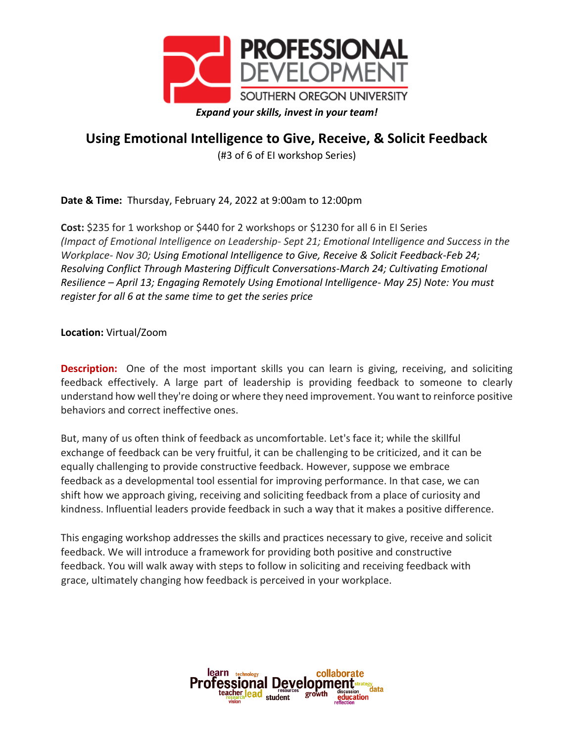PROFESSIONAL DEVELOPMENT

SOUTHERN OREGON UNIVERSITY

***Expand your skills, invest in your team!***

# Using Emotional Intelligence to Give, Receive, & Solicit Feedback

(#3 of 6 of EI workshop Series)

**Date & Time:** Thursday, February 24, 2022 at 9:00am to 12:00pm

**Cost:** $235 for 1 workshop or $440 for 2 workshops or $1230 for all 6 in EI Series
*(Impact of Emotional Intelligence on Leadership- Sept 21; Emotional Intelligence and Success in the Workplace- Nov 30; Using Emotional Intelligence to Give, Receive & Solicit Feedback-Feb 24; Resolving Conflict Through Mastering Difficult Conversations-March 24; Cultivating Emotional Resilience – April 13; Engaging Remotely Using Emotional Intelligence- May 25) Note: You must register for all 6 at the same time to get the series price*

**Location:** Virtual/Zoom

**Description:** One of the most important skills you can learn is giving, receiving, and soliciting feedback effectively. A large part of leadership is providing feedback to someone to clearly understand how well they're doing or where they need improvement. You want to reinforce positive behaviors and correct ineffective ones.

But, many of us often think of feedback as uncomfortable. Let's face it; while the skillful exchange of feedback can be very fruitful, it can be challenging to be criticized, and it can be equally challenging to provide constructive feedback. However, suppose we embrace feedback as a developmental tool essential for improving performance. In that case, we can shift how we approach giving, receiving and soliciting feedback from a place of curiosity and kindness. Influential leaders provide feedback in such a way that it makes a positive difference.

This engaging workshop addresses the skills and practices necessary to give, receive and solicit feedback. We will introduce a framework for providing both positive and constructive feedback. You will walk away with steps to follow in soliciting and receiving feedback with grace, ultimately changing how feedback is perceived in your workplace.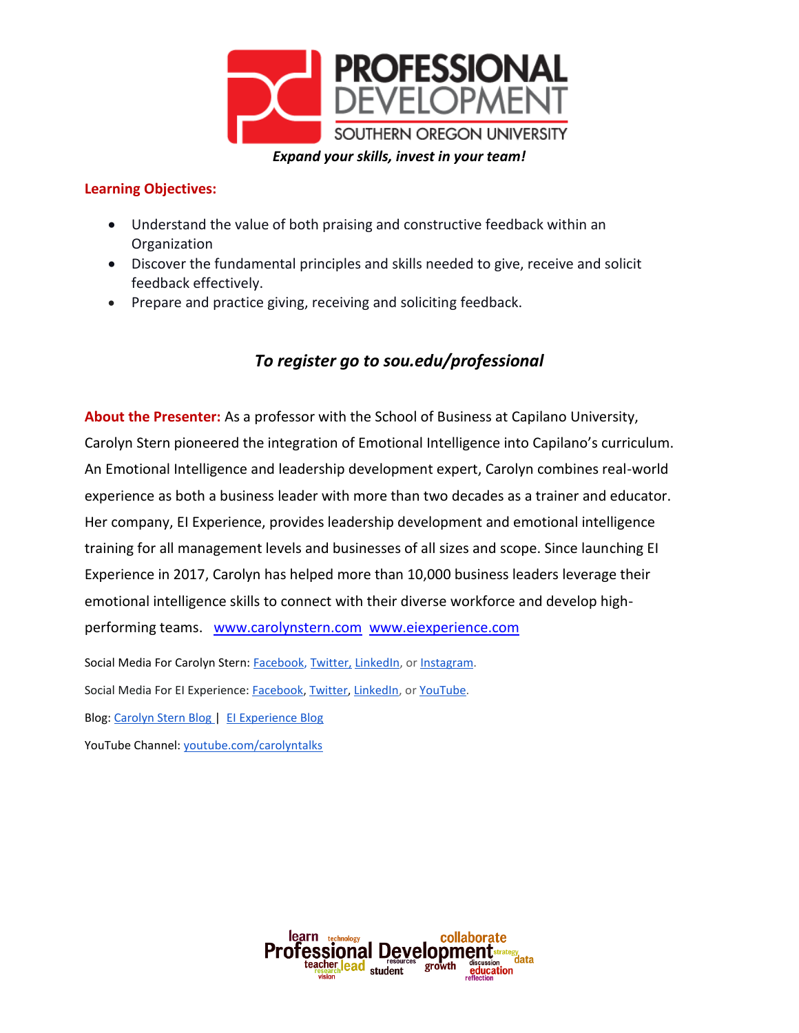**PROFESSIONAL DEVELOPMENT**
SOUTHERN OREGON UNIVERSITY

***Expand your skills, invest in your team!***

**Learning Objectives:**

- Understand the value of both praising and constructive feedback within an Organization
- Discover the fundamental principles and skills needed to give, receive and solicit feedback effectively.
- Prepare and practice giving, receiving and soliciting feedback.

***To register go to sou.edu/professional***

**About the Presenter:** As a professor with the School of Business at Capilano University, Carolyn Stern pioneered the integration of Emotional Intelligence into Capilano's curriculum. An Emotional Intelligence and leadership development expert, Carolyn combines real-world experience as both a business leader with more than two decades as a trainer and educator. Her company, EI Experience, provides leadership development and emotional intelligence training for all management levels and businesses of all sizes and scope. Since launching EI Experience in 2017, Carolyn has helped more than 10,000 business leaders leverage their emotional intelligence skills to connect with their diverse workforce and develop high-performing teams. www.carolynstern.com www.eiexperience.com

Social Media For Carolyn Stern: Facebook, Twitter, LinkedIn, or Instagram.

Social Media For EI Experience: Facebook, Twitter, LinkedIn, or YouTube.

Blog: Carolyn Stern Blog | EI Experience Blog

YouTube Channel: youtube.com/carolyntalks